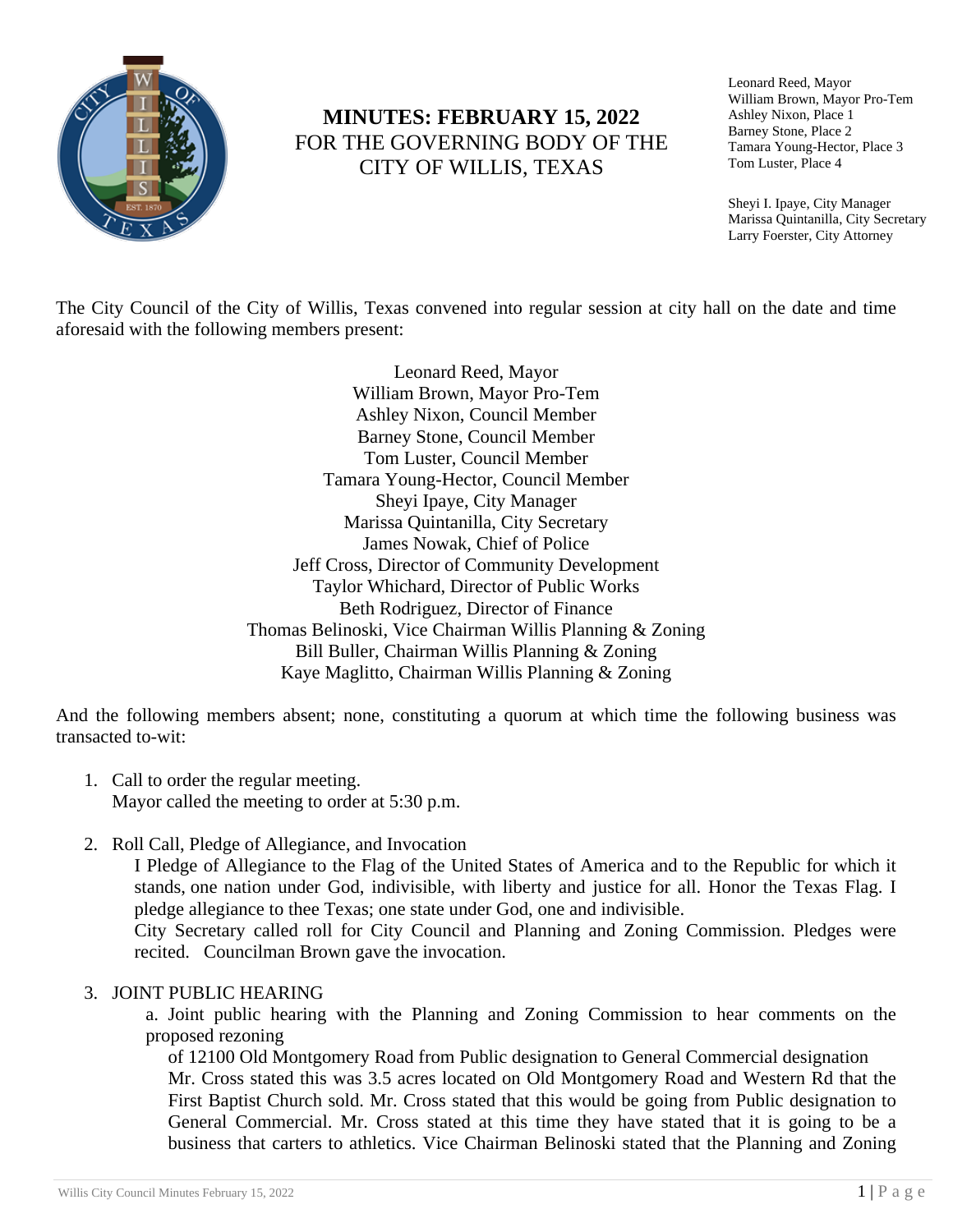# MINUTES: FEBRUARY 15, 2022
FOR THE GOVERNING BODY OF THE CITY OF WILLIS, TEXAS

Leonard Reed, Mayor
William Brown, Mayor Pro-Tem
Ashley Nixon, Place 1
Barney Stone, Place 2
Tamara Young-Hector, Place 3
Tom Luster, Place 4

Sheyi I. Ipaye, City Manager
Marissa Quintanilla, City Secretary
Larry Foerster, City Attorney

The City Council of the City of Willis, Texas convened into regular session at city hall on the date and time aforesaid with the following members present:

Leonard Reed, Mayor
William Brown, Mayor Pro-Tem
Ashley Nixon, Council Member
Barney Stone, Council Member
Tom Luster, Council Member
Tamara Young-Hector, Council Member
Sheyi Ipaye, City Manager
Marissa Quintanilla, City Secretary
James Nowak, Chief of Police
Jeff Cross, Director of Community Development
Taylor Whichard, Director of Public Works
Beth Rodriguez, Director of Finance
Thomas Belinoski, Vice Chairman Willis Planning & Zoning
Bill Buller, Chairman Willis Planning & Zoning
Kaye Maglitto, Chairman Willis Planning & Zoning

And the following members absent; none, constituting a quorum at which time the following business was transacted to-wit:

1. Call to order the regular meeting.
   Mayor called the meeting to order at 5:30 p.m.

2. Roll Call, Pledge of Allegiance, and Invocation
   I Pledge of Allegiance to the Flag of the United States of America and to the Republic for which it stands, one nation under God, indivisible, with liberty and justice for all. Honor the Texas Flag. I pledge allegiance to thee Texas; one state under God, one and indivisible.
   City Secretary called roll for City Council and Planning and Zoning Commission. Pledges were recited. Councilman Brown gave the invocation.

3. JOINT PUBLIC HEARING
   a. Joint public hearing with the Planning and Zoning Commission to hear comments on the proposed rezoning
   of 12100 Old Montgomery Road from Public designation to General Commercial designation
   Mr. Cross stated this was 3.5 acres located on Old Montgomery Road and Western Rd that the First Baptist Church sold. Mr. Cross stated that this would be going from Public designation to General Commercial. Mr. Cross stated at this time they have stated that it is going to be a business that carters to athletics. Vice Chairman Belinoski stated that the Planning and Zoning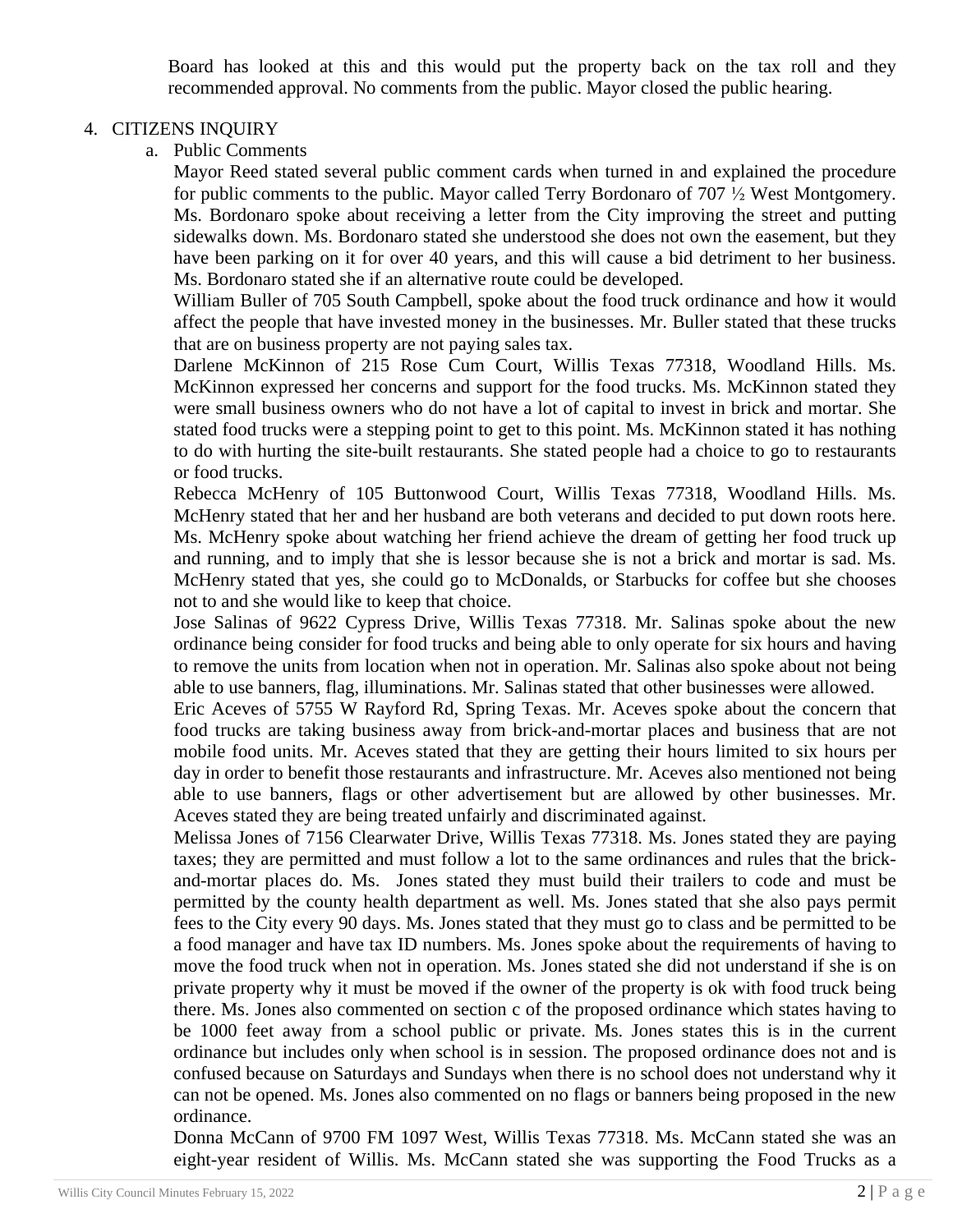Board has looked at this and this would put the property back on the tax roll and they recommended approval. No comments from the public. Mayor closed the public hearing.

4. CITIZENS INQUIRY
   a. Public Comments

      Mayor Reed stated several public comment cards when turned in and explained the procedure for public comments to the public. Mayor called Terry Bordonaro of 707 ½ West Montgomery. Ms. Bordonaro spoke about receiving a letter from the City improving the street and putting sidewalks down. Ms. Bordonaro stated she understood she does not own the easement, but they have been parking on it for over 40 years, and this will cause a bid detriment to her business. Ms. Bordonaro stated she if an alternative route could be developed.

      William Buller of 705 South Campbell, spoke about the food truck ordinance and how it would affect the people that have invested money in the businesses. Mr. Buller stated that these trucks that are on business property are not paying sales tax.

      Darlene McKinnon of 215 Rose Cum Court, Willis Texas 77318, Woodland Hills. Ms. McKinnon expressed her concerns and support for the food trucks. Ms. McKinnon stated they were small business owners who do not have a lot of capital to invest in brick and mortar. She stated food trucks were a stepping point to get to this point. Ms. McKinnon stated it has nothing to do with hurting the site-built restaurants. She stated people had a choice to go to restaurants or food trucks.

      Rebecca McHenry of 105 Buttonwood Court, Willis Texas 77318, Woodland Hills. Ms. McHenry stated that her and her husband are both veterans and decided to put down roots here. Ms. McHenry spoke about watching her friend achieve the dream of getting her food truck up and running, and to imply that she is lessor because she is not a brick and mortar is sad. Ms. McHenry stated that yes, she could go to McDonalds, or Starbucks for coffee but she chooses not to and she would like to keep that choice.

      Jose Salinas of 9622 Cypress Drive, Willis Texas 77318. Mr. Salinas spoke about the new ordinance being consider for food trucks and being able to only operate for six hours and having to remove the units from location when not in operation. Mr. Salinas also spoke about not being able to use banners, flag, illuminations. Mr. Salinas stated that other businesses were allowed.

      Eric Aceves of 5755 W Rayford Rd, Spring Texas. Mr. Aceves spoke about the concern that food trucks are taking business away from brick-and-mortar places and business that are not mobile food units. Mr. Aceves stated that they are getting their hours limited to six hours per day in order to benefit those restaurants and infrastructure. Mr. Aceves also mentioned not being able to use banners, flags or other advertisement but are allowed by other businesses. Mr. Aceves stated they are being treated unfairly and discriminated against.

      Melissa Jones of 7156 Clearwater Drive, Willis Texas 77318. Ms. Jones stated they are paying taxes; they are permitted and must follow a lot to the same ordinances and rules that the brick-and-mortar places do. Ms. Jones stated they must build their trailers to code and must be permitted by the county health department as well. Ms. Jones stated that she also pays permit fees to the City every 90 days. Ms. Jones stated that they must go to class and be permitted to be a food manager and have tax ID numbers. Ms. Jones spoke about the requirements of having to move the food truck when not in operation. Ms. Jones stated she did not understand if she is on private property why it must be moved if the owner of the property is ok with food truck being there. Ms. Jones also commented on section c of the proposed ordinance which states having to be 1000 feet away from a school public or private. Ms. Jones states this is in the current ordinance but includes only when school is in session. The proposed ordinance does not and is confused because on Saturdays and Sundays when there is no school does not understand why it can not be opened. Ms. Jones also commented on no flags or banners being proposed in the new ordinance.

      Donna McCann of 9700 FM 1097 West, Willis Texas 77318. Ms. McCann stated she was an eight-year resident of Willis. Ms. McCann stated she was supporting the Food Trucks as a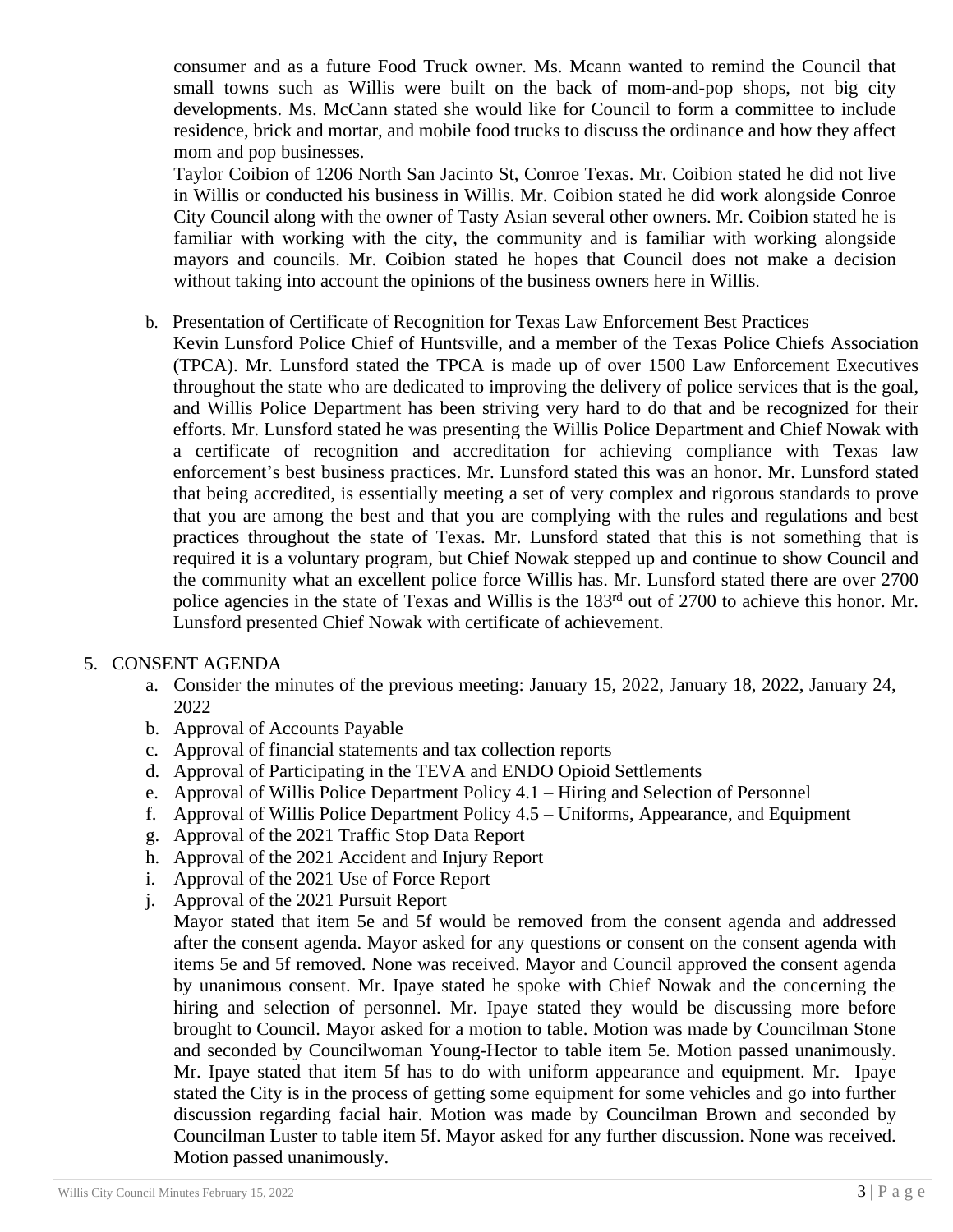consumer and as a future Food Truck owner. Ms. Mcann wanted to remind the Council that small towns such as Willis were built on the back of mom-and-pop shops, not big city developments. Ms. McCann stated she would like for Council to form a committee to include residence, brick and mortar, and mobile food trucks to discuss the ordinance and how they affect mom and pop businesses.

Taylor Coibion of 1206 North San Jacinto St, Conroe Texas. Mr. Coibion stated he did not live in Willis or conducted his business in Willis. Mr. Coibion stated he did work alongside Conroe City Council along with the owner of Tasty Asian several other owners. Mr. Coibion stated he is familiar with working with the city, the community and is familiar with working alongside mayors and councils. Mr. Coibion stated he hopes that Council does not make a decision without taking into account the opinions of the business owners here in Willis.

b. Presentation of Certificate of Recognition for Texas Law Enforcement Best Practices

Kevin Lunsford Police Chief of Huntsville, and a member of the Texas Police Chiefs Association (TPCA). Mr. Lunsford stated the TPCA is made up of over 1500 Law Enforcement Executives throughout the state who are dedicated to improving the delivery of police services that is the goal, and Willis Police Department has been striving very hard to do that and be recognized for their efforts. Mr. Lunsford stated he was presenting the Willis Police Department and Chief Nowak with a certificate of recognition and accreditation for achieving compliance with Texas law enforcement's best business practices. Mr. Lunsford stated this was an honor. Mr. Lunsford stated that being accredited, is essentially meeting a set of very complex and rigorous standards to prove that you are among the best and that you are complying with the rules and regulations and best practices throughout the state of Texas. Mr. Lunsford stated that this is not something that is required it is a voluntary program, but Chief Nowak stepped up and continue to show Council and the community what an excellent police force Willis has. Mr. Lunsford stated there are over 2700 police agencies in the state of Texas and Willis is the 183rd out of 2700 to achieve this honor. Mr. Lunsford presented Chief Nowak with certificate of achievement.

5. CONSENT AGENDA
   a. Consider the minutes of the previous meeting: January 15, 2022, January 18, 2022, January 24, 2022
   b. Approval of Accounts Payable
   c. Approval of financial statements and tax collection reports
   d. Approval of Participating in the TEVA and ENDO Opioid Settlements
   e. Approval of Willis Police Department Policy 4.1 – Hiring and Selection of Personnel
   f. Approval of Willis Police Department Policy 4.5 – Uniforms, Appearance, and Equipment
   g. Approval of the 2021 Traffic Stop Data Report
   h. Approval of the 2021 Accident and Injury Report
   i. Approval of the 2021 Use of Force Report
   j. Approval of the 2021 Pursuit Report

   Mayor stated that item 5e and 5f would be removed from the consent agenda and addressed after the consent agenda. Mayor asked for any questions or consent on the consent agenda with items 5e and 5f removed. None was received. Mayor and Council approved the consent agenda by unanimous consent. Mr. Ipaye stated he spoke with Chief Nowak and the concerning the hiring and selection of personnel. Mr. Ipaye stated they would be discussing more before brought to Council. Mayor asked for a motion to table. Motion was made by Councilman Stone and seconded by Councilwoman Young-Hector to table item 5e. Motion passed unanimously. Mr. Ipaye stated that item 5f has to do with uniform appearance and equipment. Mr. Ipaye stated the City is in the process of getting some equipment for some vehicles and go into further discussion regarding facial hair. Motion was made by Councilman Brown and seconded by Councilman Luster to table item 5f. Mayor asked for any further discussion. None was received. Motion passed unanimously.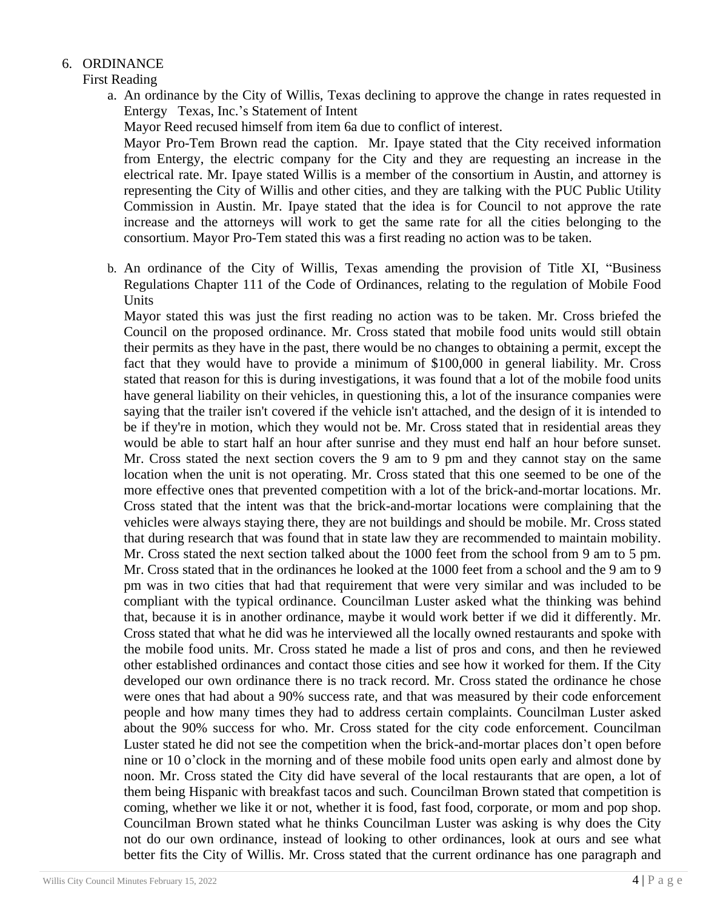6. ORDINANCE

First Reading

a. An ordinance by the City of Willis, Texas declining to approve the change in rates requested in Entergy Texas, Inc.'s Statement of Intent

Mayor Reed recused himself from item 6a due to conflict of interest.

Mayor Pro-Tem Brown read the caption. Mr. Ipaye stated that the City received information from Entergy, the electric company for the City and they are requesting an increase in the electrical rate. Mr. Ipaye stated Willis is a member of the consortium in Austin, and attorney is representing the City of Willis and other cities, and they are talking with the PUC Public Utility Commission in Austin. Mr. Ipaye stated that the idea is for Council to not approve the rate increase and the attorneys will work to get the same rate for all the cities belonging to the consortium. Mayor Pro-Tem stated this was a first reading no action was to be taken.

b. An ordinance of the City of Willis, Texas amending the provision of Title XI, "Business Regulations Chapter 111 of the Code of Ordinances, relating to the regulation of Mobile Food Units

Mayor stated this was just the first reading no action was to be taken. Mr. Cross briefed the Council on the proposed ordinance. Mr. Cross stated that mobile food units would still obtain their permits as they have in the past, there would be no changes to obtaining a permit, except the fact that they would have to provide a minimum of $100,000 in general liability. Mr. Cross stated that reason for this is during investigations, it was found that a lot of the mobile food units have general liability on their vehicles, in questioning this, a lot of the insurance companies were saying that the trailer isn't covered if the vehicle isn't attached, and the design of it is intended to be if they're in motion, which they would not be. Mr. Cross stated that in residential areas they would be able to start half an hour after sunrise and they must end half an hour before sunset. Mr. Cross stated the next section covers the 9 am to 9 pm and they cannot stay on the same location when the unit is not operating. Mr. Cross stated that this one seemed to be one of the more effective ones that prevented competition with a lot of the brick-and-mortar locations. Mr. Cross stated that the intent was that the brick-and-mortar locations were complaining that the vehicles were always staying there, they are not buildings and should be mobile. Mr. Cross stated that during research that was found that in state law they are recommended to maintain mobility. Mr. Cross stated the next section talked about the 1000 feet from the school from 9 am to 5 pm. Mr. Cross stated that in the ordinances he looked at the 1000 feet from a school and the 9 am to 9 pm was in two cities that had that requirement that were very similar and was included to be compliant with the typical ordinance. Councilman Luster asked what the thinking was behind that, because it is in another ordinance, maybe it would work better if we did it differently. Mr. Cross stated that what he did was he interviewed all the locally owned restaurants and spoke with the mobile food units. Mr. Cross stated he made a list of pros and cons, and then he reviewed other established ordinances and contact those cities and see how it worked for them. If the City developed our own ordinance there is no track record. Mr. Cross stated the ordinance he chose were ones that had about a 90% success rate, and that was measured by their code enforcement people and how many times they had to address certain complaints. Councilman Luster asked about the 90% success for who. Mr. Cross stated for the city code enforcement. Councilman Luster stated he did not see the competition when the brick-and-mortar places don't open before nine or 10 o'clock in the morning and of these mobile food units open early and almost done by noon. Mr. Cross stated the City did have several of the local restaurants that are open, a lot of them being Hispanic with breakfast tacos and such. Councilman Brown stated that competition is coming, whether we like it or not, whether it is food, fast food, corporate, or mom and pop shop. Councilman Brown stated what he thinks Councilman Luster was asking is why does the City not do our own ordinance, instead of looking to other ordinances, look at ours and see what better fits the City of Willis. Mr. Cross stated that the current ordinance has one paragraph and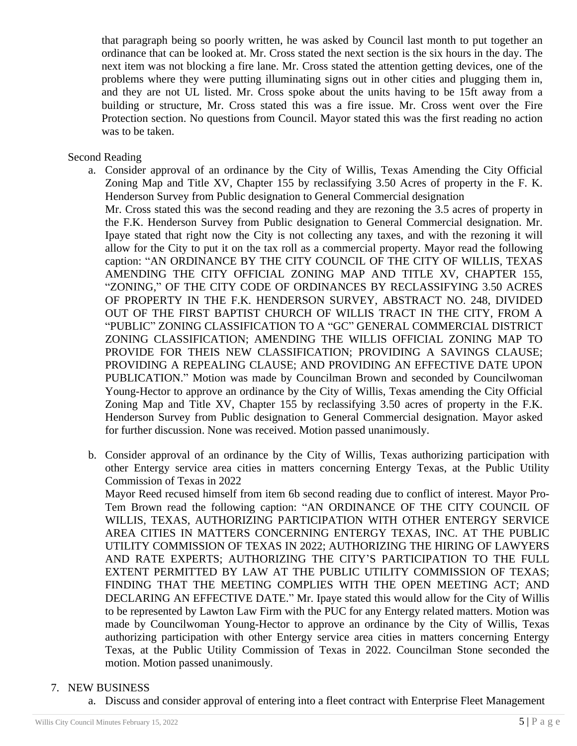that paragraph being so poorly written, he was asked by Council last month to put together an ordinance that can be looked at. Mr. Cross stated the next section is the six hours in the day. The next item was not blocking a fire lane. Mr. Cross stated the attention getting devices, one of the problems where they were putting illuminating signs out in other cities and plugging them in, and they are not UL listed. Mr. Cross spoke about the units having to be 15ft away from a building or structure, Mr. Cross stated this was a fire issue. Mr. Cross went over the Fire Protection section. No questions from Council. Mayor stated this was the first reading no action was to be taken.

Second Reading

a. Consider approval of an ordinance by the City of Willis, Texas Amending the City Official Zoning Map and Title XV, Chapter 155 by reclassifying 3.50 Acres of property in the F. K. Henderson Survey from Public designation to General Commercial designation
Mr. Cross stated this was the second reading and they are rezoning the 3.5 acres of property in the F.K. Henderson Survey from Public designation to General Commercial designation. Mr. Ipaye stated that right now the City is not collecting any taxes, and with the rezoning it will allow for the City to put it on the tax roll as a commercial property. Mayor read the following caption: "AN ORDINANCE BY THE CITY COUNCIL OF THE CITY OF WILLIS, TEXAS AMENDING THE CITY OFFICIAL ZONING MAP AND TITLE XV, CHAPTER 155, "ZONING," OF THE CITY CODE OF ORDINANCES BY RECLASSIFYING 3.50 ACRES OF PROPERTY IN THE F.K. HENDERSON SURVEY, ABSTRACT NO. 248, DIVIDED OUT OF THE FIRST BAPTIST CHURCH OF WILLIS TRACT IN THE CITY, FROM A "PUBLIC" ZONING CLASSIFICATION TO A "GC" GENERAL COMMERCIAL DISTRICT ZONING CLASSIFICATION; AMENDING THE WILLIS OFFICIAL ZONING MAP TO PROVIDE FOR THEIS NEW CLASSIFICATION; PROVIDING A SAVINGS CLAUSE; PROVIDING A REPEALING CLAUSE; AND PROVIDING AN EFFECTIVE DATE UPON PUBLICATION." Motion was made by Councilman Brown and seconded by Councilwoman Young-Hector to approve an ordinance by the City of Willis, Texas amending the City Official Zoning Map and Title XV, Chapter 155 by reclassifying 3.50 acres of property in the F.K. Henderson Survey from Public designation to General Commercial designation. Mayor asked for further discussion. None was received. Motion passed unanimously.

b. Consider approval of an ordinance by the City of Willis, Texas authorizing participation with other Entergy service area cities in matters concerning Entergy Texas, at the Public Utility Commission of Texas in 2022
Mayor Reed recused himself from item 6b second reading due to conflict of interest. Mayor Pro-Tem Brown read the following caption: "AN ORDINANCE OF THE CITY COUNCIL OF WILLIS, TEXAS, AUTHORIZING PARTICIPATION WITH OTHER ENTERGY SERVICE AREA CITIES IN MATTERS CONCERNING ENTERGY TEXAS, INC. AT THE PUBLIC UTILITY COMMISSION OF TEXAS IN 2022; AUTHORIZING THE HIRING OF LAWYERS AND RATE EXPERTS; AUTHORIZING THE CITY'S PARTICIPATION TO THE FULL EXTENT PERMITTED BY LAW AT THE PUBLIC UTILITY COMMISSION OF TEXAS; FINDING THAT THE MEETING COMPLIES WITH THE OPEN MEETING ACT; AND DECLARING AN EFFECTIVE DATE." Mr. Ipaye stated this would allow for the City of Willis to be represented by Lawton Law Firm with the PUC for any Entergy related matters. Motion was made by Councilwoman Young-Hector to approve an ordinance by the City of Willis, Texas authorizing participation with other Entergy service area cities in matters concerning Entergy Texas, at the Public Utility Commission of Texas in 2022. Councilman Stone seconded the motion. Motion passed unanimously.

7. NEW BUSINESS
   a. Discuss and consider approval of entering into a fleet contract with Enterprise Fleet Management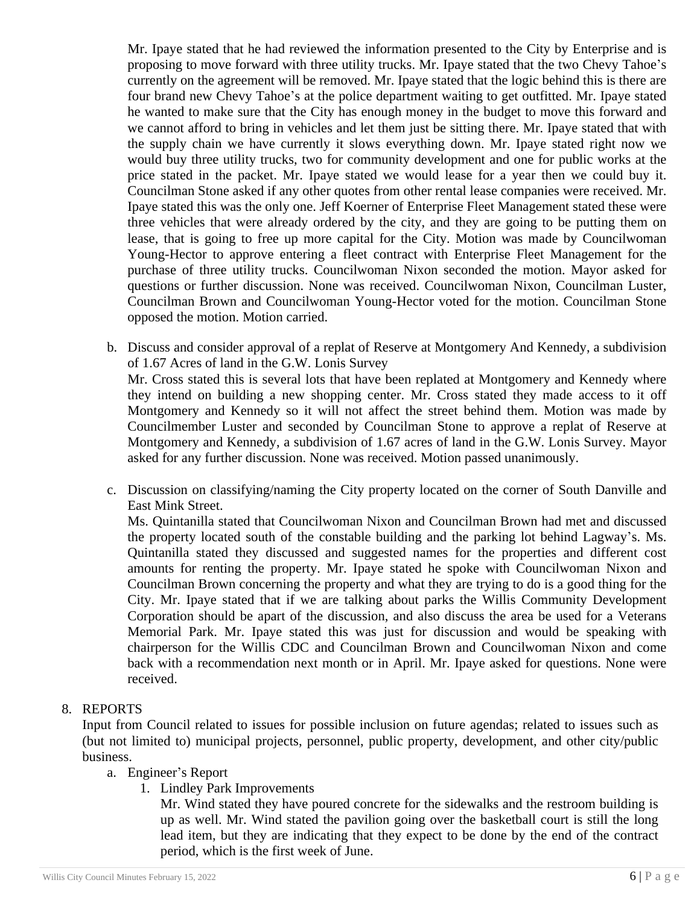Mr. Ipaye stated that he had reviewed the information presented to the City by Enterprise and is proposing to move forward with three utility trucks. Mr. Ipaye stated that the two Chevy Tahoe's currently on the agreement will be removed. Mr. Ipaye stated that the logic behind this is there are four brand new Chevy Tahoe's at the police department waiting to get outfitted. Mr. Ipaye stated he wanted to make sure that the City has enough money in the budget to move this forward and we cannot afford to bring in vehicles and let them just be sitting there. Mr. Ipaye stated that with the supply chain we have currently it slows everything down. Mr. Ipaye stated right now we would buy three utility trucks, two for community development and one for public works at the price stated in the packet. Mr. Ipaye stated we would lease for a year then we could buy it. Councilman Stone asked if any other quotes from other rental lease companies were received. Mr. Ipaye stated this was the only one. Jeff Koerner of Enterprise Fleet Management stated these were three vehicles that were already ordered by the city, and they are going to be putting them on lease, that is going to free up more capital for the City. Motion was made by Councilwoman Young-Hector to approve entering a fleet contract with Enterprise Fleet Management for the purchase of three utility trucks. Councilwoman Nixon seconded the motion. Mayor asked for questions or further discussion. None was received. Councilwoman Nixon, Councilman Luster, Councilman Brown and Councilwoman Young-Hector voted for the motion. Councilman Stone opposed the motion. Motion carried.

b. Discuss and consider approval of a replat of Reserve at Montgomery And Kennedy, a subdivision of 1.67 Acres of land in the G.W. Lonis Survey

   Mr. Cross stated this is several lots that have been replated at Montgomery and Kennedy where they intend on building a new shopping center. Mr. Cross stated they made access to it off Montgomery and Kennedy so it will not affect the street behind them. Motion was made by Councilmember Luster and seconded by Councilman Stone to approve a replat of Reserve at Montgomery and Kennedy, a subdivision of 1.67 acres of land in the G.W. Lonis Survey. Mayor asked for any further discussion. None was received. Motion passed unanimously.

c. Discussion on classifying/naming the City property located on the corner of South Danville and East Mink Street.

   Ms. Quintanilla stated that Councilwoman Nixon and Councilman Brown had met and discussed the property located south of the constable building and the parking lot behind Lagway's. Ms. Quintanilla stated they discussed and suggested names for the properties and different cost amounts for renting the property. Mr. Ipaye stated he spoke with Councilwoman Nixon and Councilman Brown concerning the property and what they are trying to do is a good thing for the City. Mr. Ipaye stated that if we are talking about parks the Willis Community Development Corporation should be apart of the discussion, and also discuss the area be used for a Veterans Memorial Park. Mr. Ipaye stated this was just for discussion and would be speaking with chairperson for the Willis CDC and Councilman Brown and Councilwoman Nixon and come back with a recommendation next month or in April. Mr. Ipaye asked for questions. None were received.

8. REPORTS

   Input from Council related to issues for possible inclusion on future agendas; related to issues such as (but not limited to) municipal projects, personnel, public property, development, and other city/public business.

   a. Engineer's Report
      1. Lindley Park Improvements

         Mr. Wind stated they have poured concrete for the sidewalks and the restroom building is up as well. Mr. Wind stated the pavilion going over the basketball court is still the long lead item, but they are indicating that they expect to be done by the end of the contract period, which is the first week of June.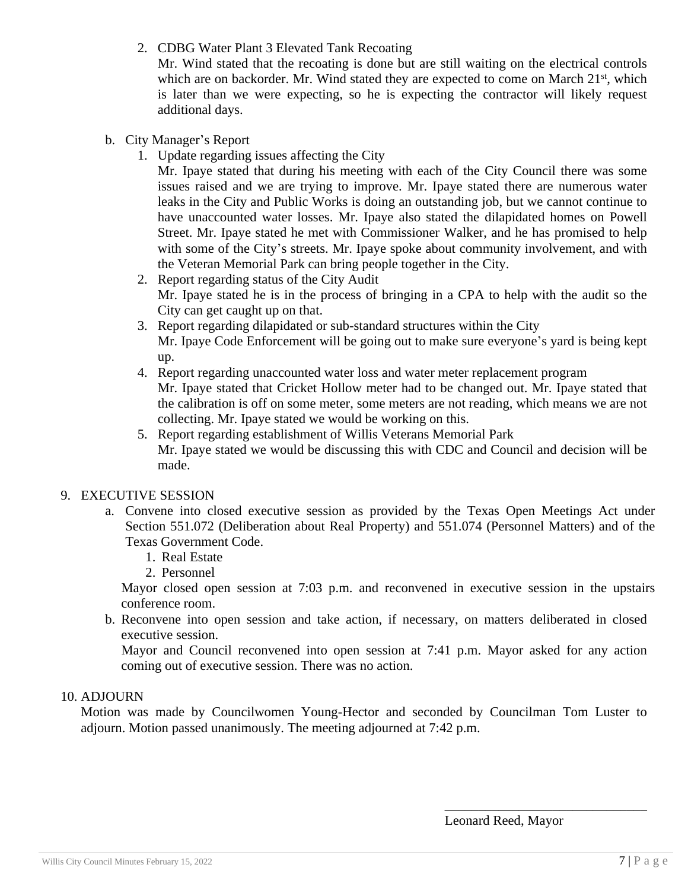2. CDBG Water Plant 3 Elevated Tank Recoating
   Mr. Wind stated that the recoating is done but are still waiting on the electrical controls which are on backorder. Mr. Wind stated they are expected to come on March 21st, which is later than we were expecting, so he is expecting the contractor will likely request additional days.

b. City Manager's Report
   1. Update regarding issues affecting the City
      Mr. Ipaye stated that during his meeting with each of the City Council there was some issues raised and we are trying to improve. Mr. Ipaye stated there are numerous water leaks in the City and Public Works is doing an outstanding job, but we cannot continue to have unaccounted water losses. Mr. Ipaye also stated the dilapidated homes on Powell Street. Mr. Ipaye stated he met with Commissioner Walker, and he has promised to help with some of the City's streets. Mr. Ipaye spoke about community involvement, and with the Veteran Memorial Park can bring people together in the City.
   2. Report regarding status of the City Audit
      Mr. Ipaye stated he is in the process of bringing in a CPA to help with the audit so the City can get caught up on that.
   3. Report regarding dilapidated or sub-standard structures within the City
      Mr. Ipaye Code Enforcement will be going out to make sure everyone's yard is being kept up.
   4. Report regarding unaccounted water loss and water meter replacement program
      Mr. Ipaye stated that Cricket Hollow meter had to be changed out. Mr. Ipaye stated that the calibration is off on some meter, some meters are not reading, which means we are not collecting. Mr. Ipaye stated we would be working on this.
   5. Report regarding establishment of Willis Veterans Memorial Park
      Mr. Ipaye stated we would be discussing this with CDC and Council and decision will be made.

9. EXECUTIVE SESSION
   a. Convene into closed executive session as provided by the Texas Open Meetings Act under Section 551.072 (Deliberation about Real Property) and 551.074 (Personnel Matters) and of the Texas Government Code.
      1. Real Estate
      2. Personnel

      Mayor closed open session at 7:03 p.m. and reconvened in executive session in the upstairs conference room.
   b. Reconvene into open session and take action, if necessary, on matters deliberated in closed executive session.
      Mayor and Council reconvened into open session at 7:41 p.m. Mayor asked for any action coming out of executive session. There was no action.

10. ADJOURN
    Motion was made by Councilwomen Young-Hector and seconded by Councilman Tom Luster to adjourn. Motion passed unanimously. The meeting adjourned at 7:42 p.m.

\_\_\_\_\_\_\_\_\_\_\_\_\_\_\_\_\_\_\_\_\_\_\_\_\_\_\_\_\_\_

Leonard Reed, Mayor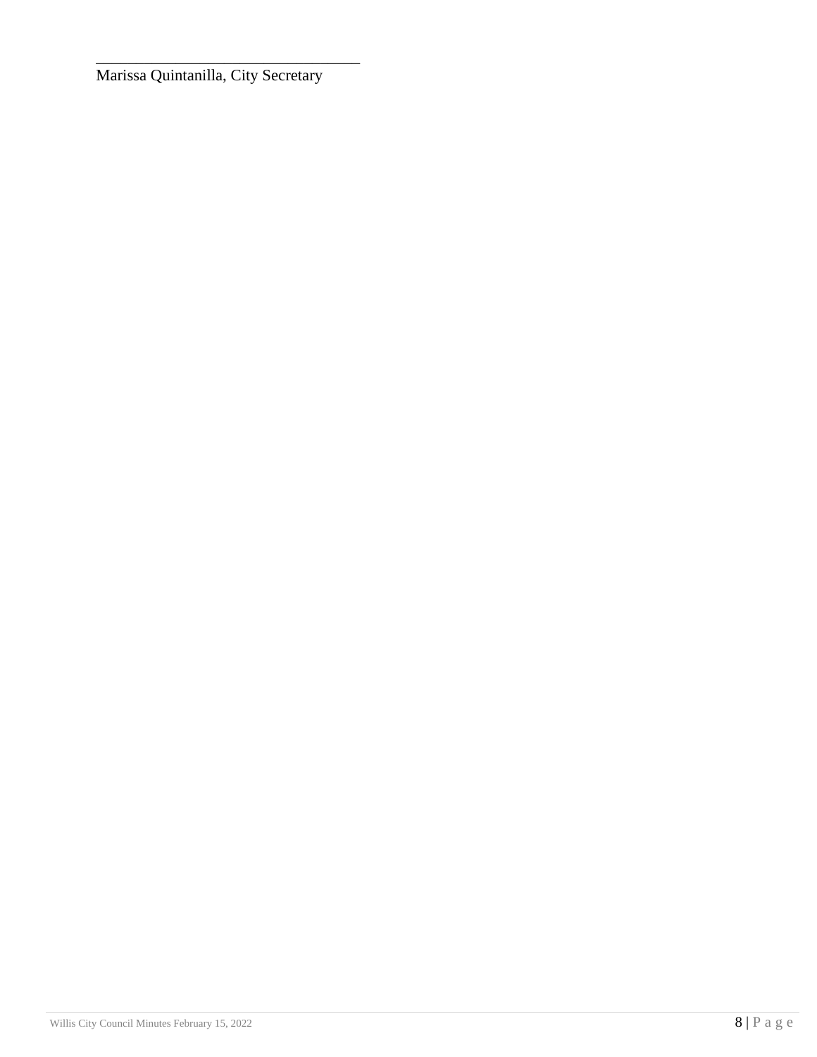\_\_\_\_\_\_\_\_\_\_\_\_\_\_\_\_\_\_\_\_\_\_\_\_\_\_\_\_\_\_\_\_\_\_\_

Marissa Quintanilla, City Secretary